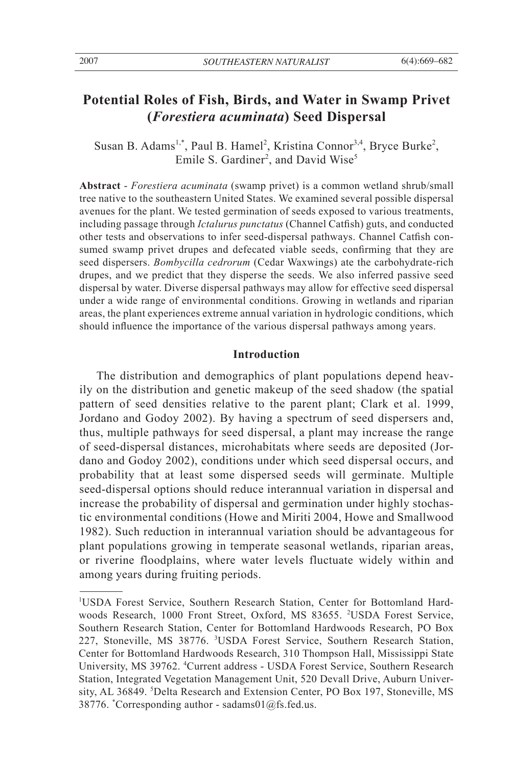# Potential Roles of Fish, Birds, and Water in Swamp Privet (*Forestiera acuminata*) Seed Dispersal

Susan B. Adams[1,*], Paul B. Hamel[2], Kristina Connor[3,4], Bryce Burke[2], Emile S. Gardiner[2], and David Wise[5]

**Abstract** - *Forestiera acuminata* (swamp privet) is a common wetland shrub/small tree native to the southeastern United States. We examined several possible dispersal avenues for the plant. We tested germination of seeds exposed to various treatments, including passage through *Ictalurus punctatus* (Channel Catfish) guts, and conducted other tests and observations to infer seed-dispersal pathways. Channel Catfish consumed swamp privet drupes and defecated viable seeds, confirming that they are seed dispersers. *Bombycilla cedrorum* (Cedar Waxwings) ate the carbohydrate-rich drupes, and we predict that they disperse the seeds. We also inferred passive seed dispersal by water. Diverse dispersal pathways may allow for effective seed dispersal under a wide range of environmental conditions. Growing in wetlands and riparian areas, the plant experiences extreme annual variation in hydrologic conditions, which should influence the importance of the various dispersal pathways among years.

## Introduction

The distribution and demographics of plant populations depend heavily on the distribution and genetic makeup of the seed shadow (the spatial pattern of seed densities relative to the parent plant; Clark et al. 1999, Jordano and Godoy 2002). By having a spectrum of seed dispersers and, thus, multiple pathways for seed dispersal, a plant may increase the range of seed-dispersal distances, microhabitats where seeds are deposited (Jordano and Godoy 2002), conditions under which seed dispersal occurs, and probability that at least some dispersed seeds will germinate. Multiple seed-dispersal options should reduce interannual variation in dispersal and increase the probability of dispersal and germination under highly stochastic environmental conditions (Howe and Miriti 2004, Howe and Smallwood 1982). Such reduction in interannual variation should be advantageous for plant populations growing in temperate seasonal wetlands, riparian areas, or riverine floodplains, where water levels fluctuate widely within and among years during fruiting periods.

---

[1]USDA Forest Service, Southern Research Station, Center for Bottomland Hardwoods Research, 1000 Front Street, Oxford, MS 83655. [2]USDA Forest Service, Southern Research Station, Center for Bottomland Hardwoods Research, PO Box 227, Stoneville, MS 38776. [3]USDA Forest Service, Southern Research Station, Center for Bottomland Hardwoods Research, 310 Thompson Hall, Mississippi State University, MS 39762. [4]Current address - USDA Forest Service, Southern Research Station, Integrated Vegetation Management Unit, 520 Devall Drive, Auburn University, AL 36849. [5]Delta Research and Extension Center, PO Box 197, Stoneville, MS 38776. [*]Corresponding author - sadams01@fs.fed.us.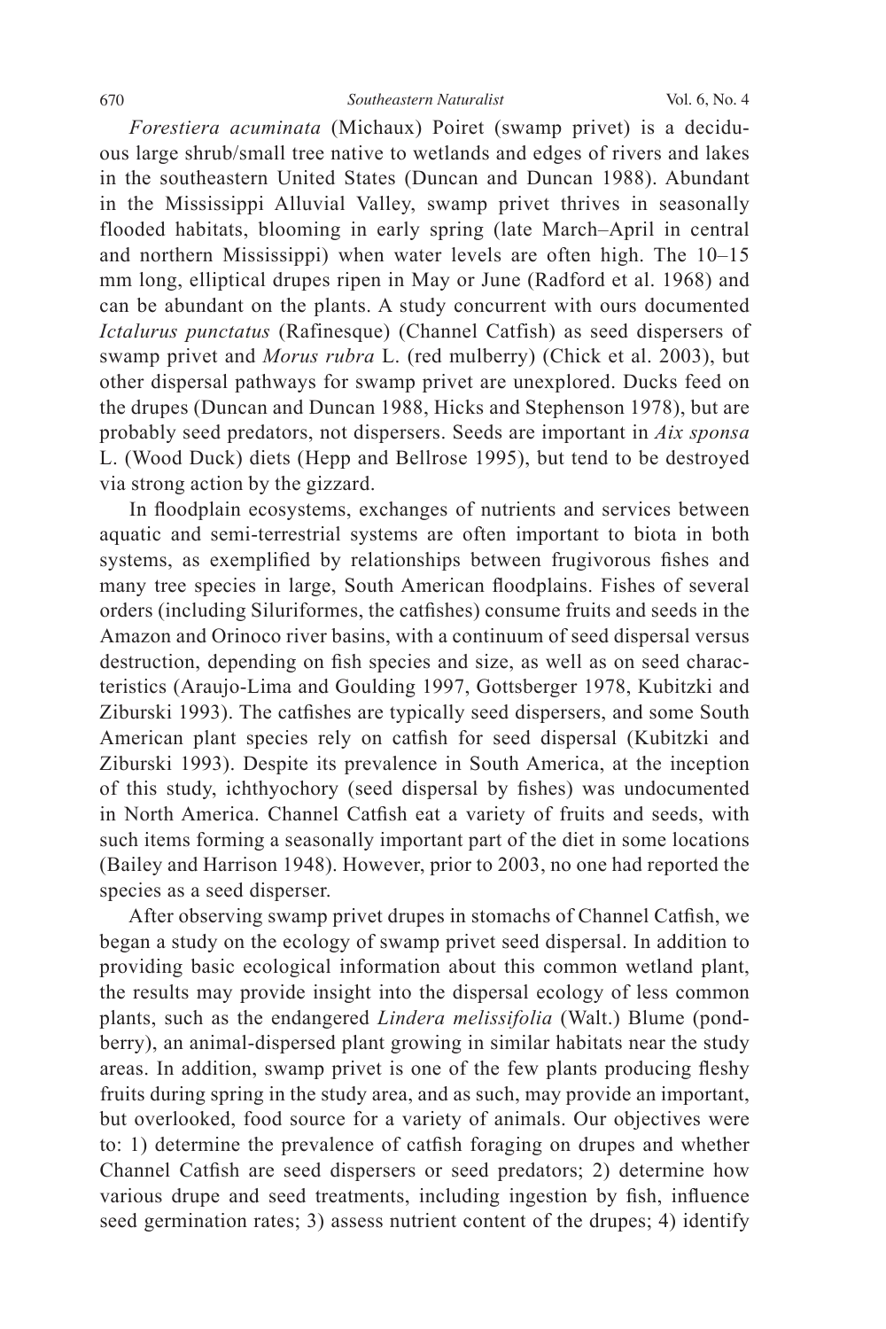*Forestiera acuminata* (Michaux) Poiret (swamp privet) is a deciduous large shrub/small tree native to wetlands and edges of rivers and lakes in the southeastern United States (Duncan and Duncan 1988). Abundant in the Mississippi Alluvial Valley, swamp privet thrives in seasonally flooded habitats, blooming in early spring (late March–April in central and northern Mississippi) when water levels are often high. The 10–15 mm long, elliptical drupes ripen in May or June (Radford et al. 1968) and can be abundant on the plants. A study concurrent with ours documented *Ictalurus punctatus* (Rafinesque) (Channel Catfish) as seed dispersers of swamp privet and *Morus rubra* L. (red mulberry) (Chick et al. 2003), but other dispersal pathways for swamp privet are unexplored. Ducks feed on the drupes (Duncan and Duncan 1988, Hicks and Stephenson 1978), but are probably seed predators, not dispersers. Seeds are important in *Aix sponsa* L. (Wood Duck) diets (Hepp and Bellrose 1995), but tend to be destroyed via strong action by the gizzard.

In floodplain ecosystems, exchanges of nutrients and services between aquatic and semi-terrestrial systems are often important to biota in both systems, as exemplified by relationships between frugivorous fishes and many tree species in large, South American floodplains. Fishes of several orders (including Siluriformes, the catfishes) consume fruits and seeds in the Amazon and Orinoco river basins, with a continuum of seed dispersal versus destruction, depending on fish species and size, as well as on seed characteristics (Araujo-Lima and Goulding 1997, Gottsberger 1978, Kubitzki and Ziburski 1993). The catfishes are typically seed dispersers, and some South American plant species rely on catfish for seed dispersal (Kubitzki and Ziburski 1993). Despite its prevalence in South America, at the inception of this study, ichthyochory (seed dispersal by fishes) was undocumented in North America. Channel Catfish eat a variety of fruits and seeds, with such items forming a seasonally important part of the diet in some locations (Bailey and Harrison 1948). However, prior to 2003, no one had reported the species as a seed disperser.

After observing swamp privet drupes in stomachs of Channel Catfish, we began a study on the ecology of swamp privet seed dispersal. In addition to providing basic ecological information about this common wetland plant, the results may provide insight into the dispersal ecology of less common plants, such as the endangered *Lindera melissifolia* (Walt.) Blume (pondberry), an animal-dispersed plant growing in similar habitats near the study areas. In addition, swamp privet is one of the few plants producing fleshy fruits during spring in the study area, and as such, may provide an important, but overlooked, food source for a variety of animals. Our objectives were to: 1) determine the prevalence of catfish foraging on drupes and whether Channel Catfish are seed dispersers or seed predators; 2) determine how various drupe and seed treatments, including ingestion by fish, influence seed germination rates; 3) assess nutrient content of the drupes; 4) identify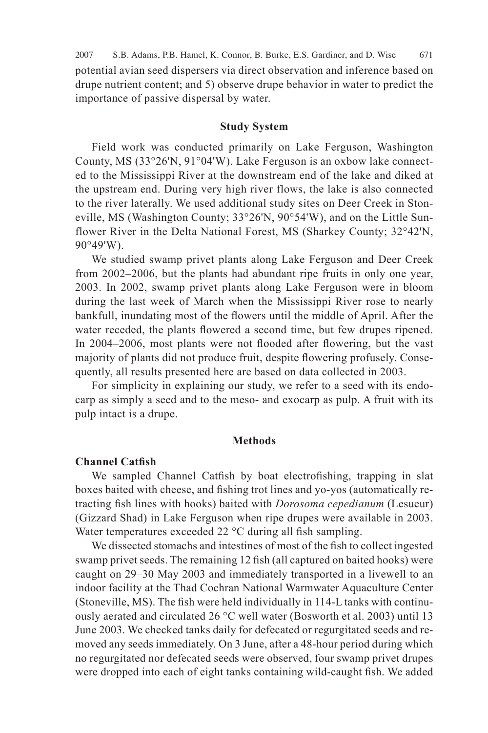potential avian seed dispersers via direct observation and inference based on drupe nutrient content; and 5) observe drupe behavior in water to predict the importance of passive dispersal by water.

## Study System

Field work was conducted primarily on Lake Ferguson, Washington County, MS (33°26'N, 91°04'W). Lake Ferguson is an oxbow lake connected to the Mississippi River at the downstream end of the lake and diked at the upstream end. During very high river flows, the lake is also connected to the river laterally. We used additional study sites on Deer Creek in Stoneville, MS (Washington County; 33°26'N, 90°54'W), and on the Little Sunflower River in the Delta National Forest, MS (Sharkey County; 32°42'N, 90°49'W).

We studied swamp privet plants along Lake Ferguson and Deer Creek from 2002–2006, but the plants had abundant ripe fruits in only one year, 2003. In 2002, swamp privet plants along Lake Ferguson were in bloom during the last week of March when the Mississippi River rose to nearly bankfull, inundating most of the flowers until the middle of April. After the water receded, the plants flowered a second time, but few drupes ripened. In 2004–2006, most plants were not flooded after flowering, but the vast majority of plants did not produce fruit, despite flowering profusely. Consequently, all results presented here are based on data collected in 2003.

For simplicity in explaining our study, we refer to a seed with its endocarp as simply a seed and to the meso- and exocarp as pulp. A fruit with its pulp intact is a drupe.

## Methods

### Channel Catfish

We sampled Channel Catfish by boat electrofishing, trapping in slat boxes baited with cheese, and fishing trot lines and yo-yos (automatically retracting fish lines with hooks) baited with *Dorosoma cepedianum* (Lesueur) (Gizzard Shad) in Lake Ferguson when ripe drupes were available in 2003. Water temperatures exceeded 22 °C during all fish sampling.

We dissected stomachs and intestines of most of the fish to collect ingested swamp privet seeds. The remaining 12 fish (all captured on baited hooks) were caught on 29–30 May 2003 and immediately transported in a livewell to an indoor facility at the Thad Cochran National Warmwater Aquaculture Center (Stoneville, MS). The fish were held individually in 114-L tanks with continuously aerated and circulated 26 °C well water (Bosworth et al. 2003) until 13 June 2003. We checked tanks daily for defecated or regurgitated seeds and removed any seeds immediately. On 3 June, after a 48-hour period during which no regurgitated nor defecated seeds were observed, four swamp privet drupes were dropped into each of eight tanks containing wild-caught fish. We added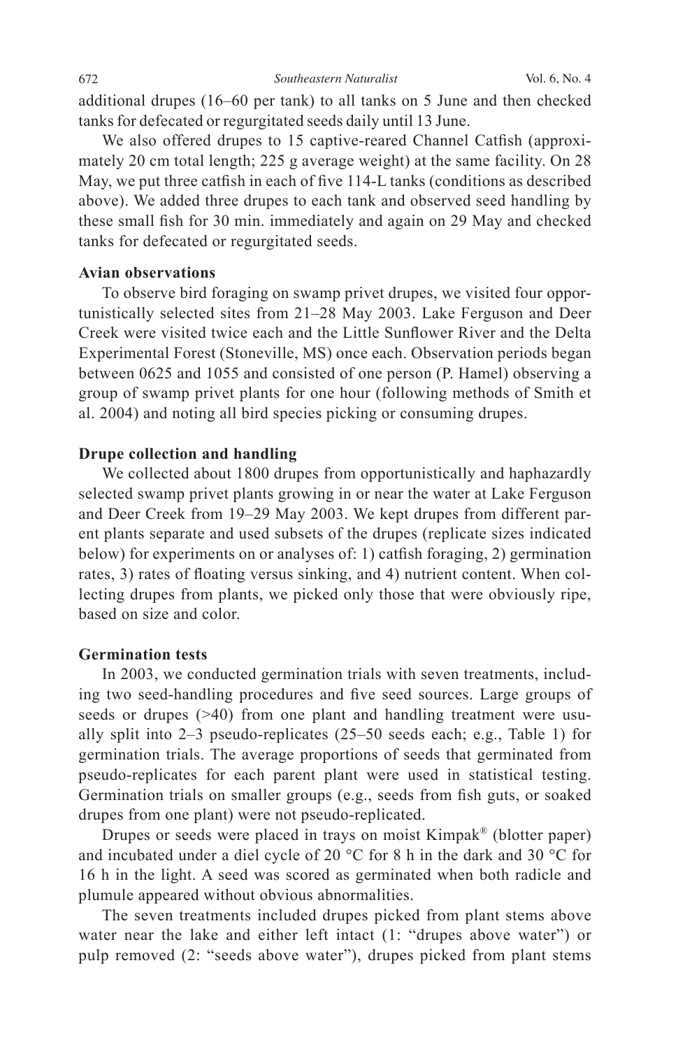additional drupes (16–60 per tank) to all tanks on 5 June and then checked tanks for defecated or regurgitated seeds daily until 13 June.

We also offered drupes to 15 captive-reared Channel Catfish (approximately 20 cm total length; 225 g average weight) at the same facility. On 28 May, we put three catfish in each of five 114-L tanks (conditions as described above). We added three drupes to each tank and observed seed handling by these small fish for 30 min. immediately and again on 29 May and checked tanks for defecated or regurgitated seeds.

### Avian observations

To observe bird foraging on swamp privet drupes, we visited four opportunistically selected sites from 21–28 May 2003. Lake Ferguson and Deer Creek were visited twice each and the Little Sunflower River and the Delta Experimental Forest (Stoneville, MS) once each. Observation periods began between 0625 and 1055 and consisted of one person (P. Hamel) observing a group of swamp privet plants for one hour (following methods of Smith et al. 2004) and noting all bird species picking or consuming drupes.

### Drupe collection and handling

We collected about 1800 drupes from opportunistically and haphazardly selected swamp privet plants growing in or near the water at Lake Ferguson and Deer Creek from 19–29 May 2003. We kept drupes from different parent plants separate and used subsets of the drupes (replicate sizes indicated below) for experiments on or analyses of: 1) catfish foraging, 2) germination rates, 3) rates of floating versus sinking, and 4) nutrient content. When collecting drupes from plants, we picked only those that were obviously ripe, based on size and color.

### Germination tests

In 2003, we conducted germination trials with seven treatments, including two seed-handling procedures and five seed sources. Large groups of seeds or drupes (>40) from one plant and handling treatment were usually split into 2–3 pseudo-replicates (25–50 seeds each; e.g., Table 1) for germination trials. The average proportions of seeds that germinated from pseudo-replicates for each parent plant were used in statistical testing. Germination trials on smaller groups (e.g., seeds from fish guts, or soaked drupes from one plant) were not pseudo-replicated.

Drupes or seeds were placed in trays on moist Kimpak® (blotter paper) and incubated under a diel cycle of 20 °C for 8 h in the dark and 30 °C for 16 h in the light. A seed was scored as germinated when both radicle and plumule appeared without obvious abnormalities.

The seven treatments included drupes picked from plant stems above water near the lake and either left intact (1: "drupes above water") or pulp removed (2: "seeds above water"), drupes picked from plant stems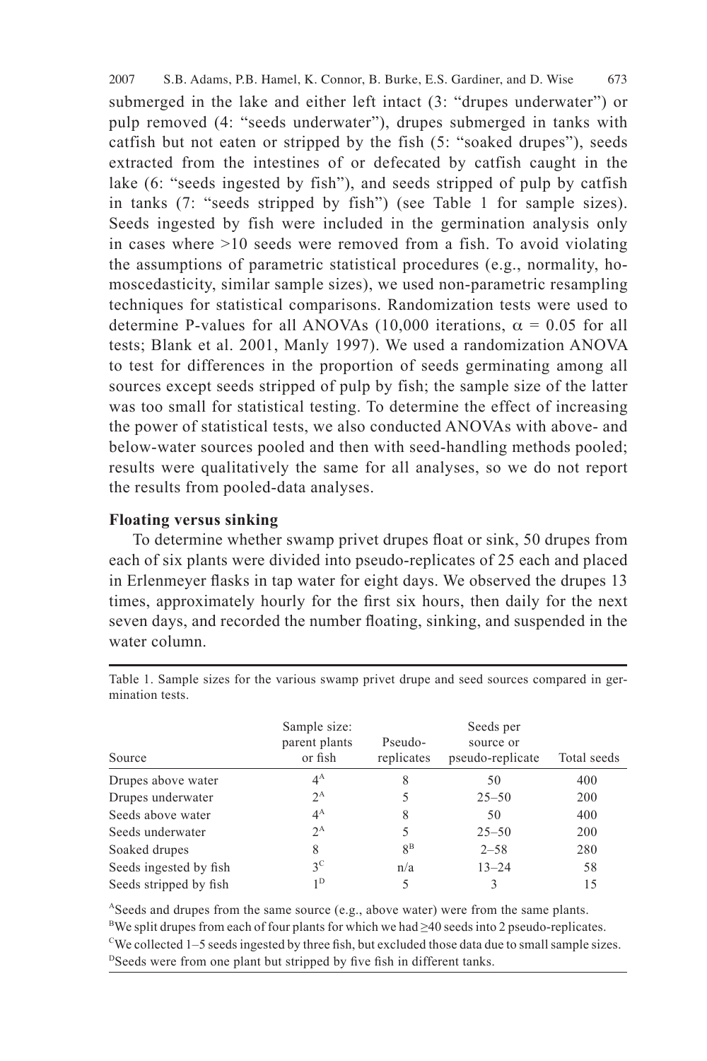submerged in the lake and either left intact (3: "drupes underwater") or pulp removed (4: "seeds underwater"), drupes submerged in tanks with catfish but not eaten or stripped by the fish (5: "soaked drupes"), seeds extracted from the intestines of or defecated by catfish caught in the lake (6: "seeds ingested by fish"), and seeds stripped of pulp by catfish in tanks (7: "seeds stripped by fish") (see Table 1 for sample sizes). Seeds ingested by fish were included in the germination analysis only in cases where >10 seeds were removed from a fish. To avoid violating the assumptions of parametric statistical procedures (e.g., normality, homoscedasticity, similar sample sizes), we used non-parametric resampling techniques for statistical comparisons. Randomization tests were used to determine P-values for all ANOVAs (10,000 iterations, $\alpha = 0.05$ for all tests; Blank et al. 2001, Manly 1997). We used a randomization ANOVA to test for differences in the proportion of seeds germinating among all sources except seeds stripped of pulp by fish; the sample size of the latter was too small for statistical testing. To determine the effect of increasing the power of statistical tests, we also conducted ANOVAs with above- and below-water sources pooled and then with seed-handling methods pooled; results were qualitatively the same for all analyses, so we do not report the results from pooled-data analyses.

### Floating versus sinking

To determine whether swamp privet drupes float or sink, 50 drupes from each of six plants were divided into pseudo-replicates of 25 each and placed in Erlenmeyer flasks in tap water for eight days. We observed the drupes 13 times, approximately hourly for the first six hours, then daily for the next seven days, and recorded the number floating, sinking, and suspended in the water column.

Table 1. Sample sizes for the various swamp privet drupe and seed sources compared in germination tests.

| Source | Sample size: parent plants or fish | Pseudo-replicates | Seeds per source or pseudo-replicate | Total seeds |
|---|---|---|---|---|
| Drupes above water | 4[A] | 8 | 50 | 400 |
| Drupes underwater | 2[A] | 5 | 25–50 | 200 |
| Seeds above water | 4[A] | 8 | 50 | 400 |
| Seeds underwater | 2[A] | 5 | 25–50 | 200 |
| Soaked drupes | 8 | 8[B] | 2–58 | 280 |
| Seeds ingested by fish | 3[C] | n/a | 13–24 | 58 |
| Seeds stripped by fish | 1[D] | 5 | 3 | 15 |

[A]Seeds and drupes from the same source (e.g., above water) were from the same plants.
[B]We split drupes from each of four plants for which we had ≥40 seeds into 2 pseudo-replicates.
[C]We collected 1–5 seeds ingested by three fish, but excluded those data due to small sample sizes.
[D]Seeds were from one plant but stripped by five fish in different tanks.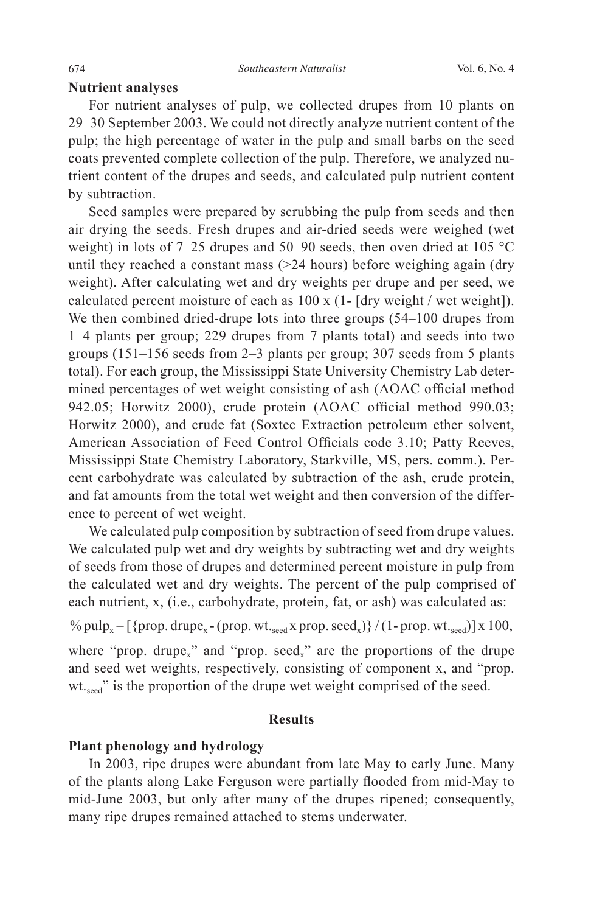**Nutrient analyses**

For nutrient analyses of pulp, we collected drupes from 10 plants on 29–30 September 2003. We could not directly analyze nutrient content of the pulp; the high percentage of water in the pulp and small barbs on the seed coats prevented complete collection of the pulp. Therefore, we analyzed nutrient content of the drupes and seeds, and calculated pulp nutrient content by subtraction.

Seed samples were prepared by scrubbing the pulp from seeds and then air drying the seeds. Fresh drupes and air-dried seeds were weighed (wet weight) in lots of 7–25 drupes and 50–90 seeds, then oven dried at 105 °C until they reached a constant mass (>24 hours) before weighing again (dry weight). After calculating wet and dry weights per drupe and per seed, we calculated percent moisture of each as 100 x (1- [dry weight / wet weight]). We then combined dried-drupe lots into three groups (54–100 drupes from 1–4 plants per group; 229 drupes from 7 plants total) and seeds into two groups (151–156 seeds from 2–3 plants per group; 307 seeds from 5 plants total). For each group, the Mississippi State University Chemistry Lab determined percentages of wet weight consisting of ash (AOAC official method 942.05; Horwitz 2000), crude protein (AOAC official method 990.03; Horwitz 2000), and crude fat (Soxtec Extraction petroleum ether solvent, American Association of Feed Control Officials code 3.10; Patty Reeves, Mississippi State Chemistry Laboratory, Starkville, MS, pers. comm.). Percent carbohydrate was calculated by subtraction of the ash, crude protein, and fat amounts from the total wet weight and then conversion of the difference to percent of wet weight.

We calculated pulp composition by subtraction of seed from drupe values. We calculated pulp wet and dry weights by subtracting wet and dry weights of seeds from those of drupes and determined percent moisture in pulp from the calculated wet and dry weights. The percent of the pulp comprised of each nutrient, x, (i.e., carbohydrate, protein, fat, or ash) was calculated as:

$$\%\,\text{pulp}_x = [\{\text{prop. drupe}_x - (\text{prop. wt.}_{\text{seed}} \times \text{prop. seed}_x)\} / (1 - \text{prop. wt.}_{\text{seed}})] \times 100,$$

where "prop. $\text{drupe}_x$" and "prop. $\text{seed}_x$" are the proportions of the drupe and seed wet weights, respectively, consisting of component x, and "prop. $\text{wt.}_{\text{seed}}$" is the proportion of the drupe wet weight comprised of the seed.

## Results

**Plant phenology and hydrology**

In 2003, ripe drupes were abundant from late May to early June. Many of the plants along Lake Ferguson were partially flooded from mid-May to mid-June 2003, but only after many of the drupes ripened; consequently, many ripe drupes remained attached to stems underwater.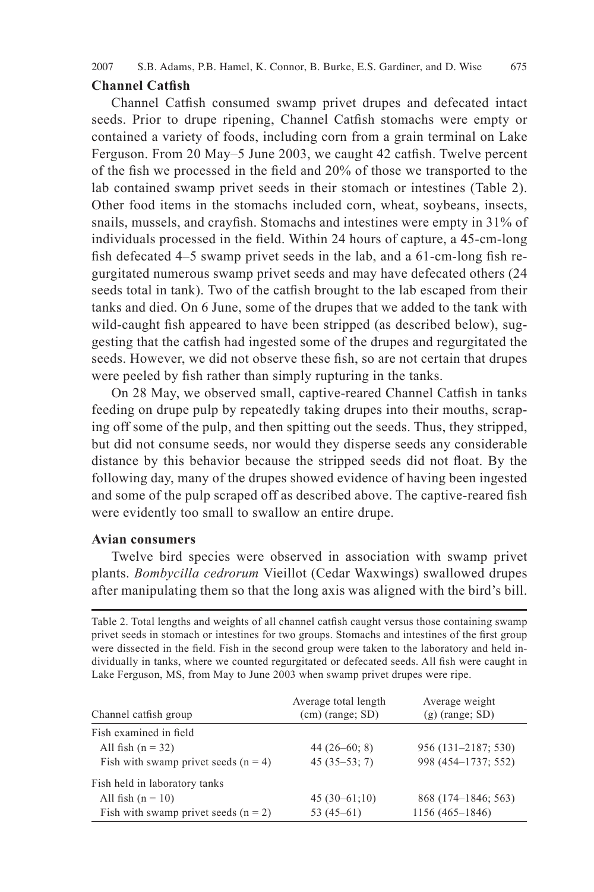### Channel Catfish

Channel Catfish consumed swamp privet drupes and defecated intact seeds. Prior to drupe ripening, Channel Catfish stomachs were empty or contained a variety of foods, including corn from a grain terminal on Lake Ferguson. From 20 May–5 June 2003, we caught 42 catfish. Twelve percent of the fish we processed in the field and 20% of those we transported to the lab contained swamp privet seeds in their stomach or intestines (Table 2). Other food items in the stomachs included corn, wheat, soybeans, insects, snails, mussels, and crayfish. Stomachs and intestines were empty in 31% of individuals processed in the field. Within 24 hours of capture, a 45-cm-long fish defecated 4–5 swamp privet seeds in the lab, and a 61-cm-long fish regurgitated numerous swamp privet seeds and may have defecated others (24 seeds total in tank). Two of the catfish brought to the lab escaped from their tanks and died. On 6 June, some of the drupes that we added to the tank with wild-caught fish appeared to have been stripped (as described below), suggesting that the catfish had ingested some of the drupes and regurgitated the seeds. However, we did not observe these fish, so are not certain that drupes were peeled by fish rather than simply rupturing in the tanks.

On 28 May, we observed small, captive-reared Channel Catfish in tanks feeding on drupe pulp by repeatedly taking drupes into their mouths, scraping off some of the pulp, and then spitting out the seeds. Thus, they stripped, but did not consume seeds, nor would they disperse seeds any considerable distance by this behavior because the stripped seeds did not float. By the following day, many of the drupes showed evidence of having been ingested and some of the pulp scraped off as described above. The captive-reared fish were evidently too small to swallow an entire drupe.

### Avian consumers

Twelve bird species were observed in association with swamp privet plants. *Bombycilla cedrorum* Vieillot (Cedar Waxwings) swallowed drupes after manipulating them so that the long axis was aligned with the bird's bill.

Table 2. Total lengths and weights of all channel catfish caught versus those containing swamp privet seeds in stomach or intestines for two groups. Stomachs and intestines of the first group were dissected in the field. Fish in the second group were taken to the laboratory and held individually in tanks, where we counted regurgitated or defecated seeds. All fish were caught in Lake Ferguson, MS, from May to June 2003 when swamp privet drupes were ripe.

| Channel catfish group | Average total length (cm) (range; SD) | Average weight (g) (range; SD) |
|---|---|---|
| Fish examined in field | | |
| All fish (n = 32) | 44 (26–60; 8) | 956 (131–2187; 530) |
| Fish with swamp privet seeds (n = 4) | 45 (35–53; 7) | 998 (454–1737; 552) |
| Fish held in laboratory tanks | | |
| All fish (n = 10) | 45 (30–61;10) | 868 (174–1846; 563) |
| Fish with swamp privet seeds (n = 2) | 53 (45–61) | 1156 (465–1846) |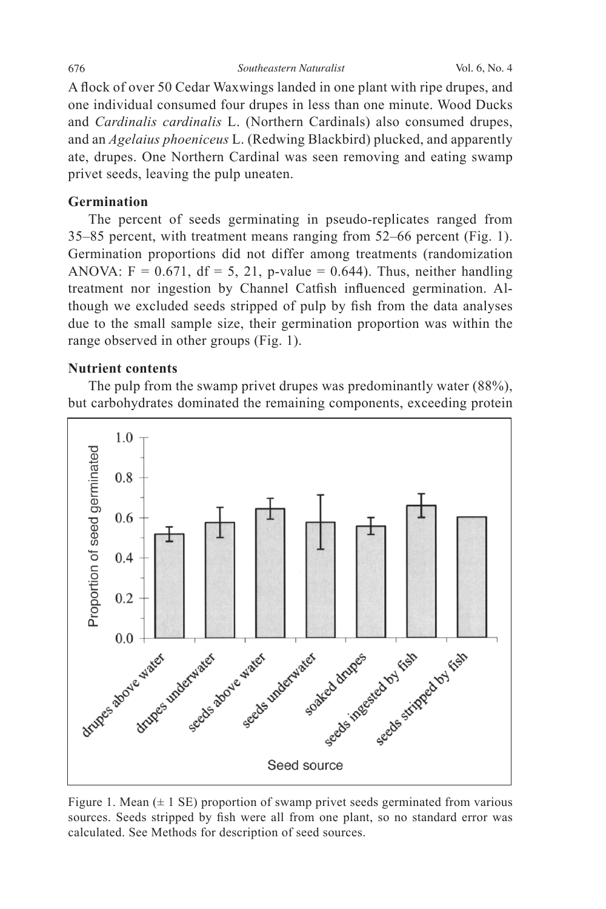A flock of over 50 Cedar Waxwings landed in one plant with ripe drupes, and one individual consumed four drupes in less than one minute. Wood Ducks and *Cardinalis cardinalis* L. (Northern Cardinals) also consumed drupes, and an *Agelaius phoeniceus* L. (Redwing Blackbird) plucked, and apparently ate, drupes. One Northern Cardinal was seen removing and eating swamp privet seeds, leaving the pulp uneaten.

### Germination

The percent of seeds germinating in pseudo-replicates ranged from 35–85 percent, with treatment means ranging from 52–66 percent (Fig. 1). Germination proportions did not differ among treatments (randomization ANOVA: $F = 0.671$, $df = 5, 21$, p-value $= 0.644$). Thus, neither handling treatment nor ingestion by Channel Catfish influenced germination. Although we excluded seeds stripped of pulp by fish from the data analyses due to the small sample size, their germination proportion was within the range observed in other groups (Fig. 1).

### Nutrient contents

The pulp from the swamp privet drupes was predominantly water (88%), but carbohydrates dominated the remaining components, exceeding protein

Figure 1. Mean (± 1 SE) proportion of swamp privet seeds germinated from various sources. Seeds stripped by fish were all from one plant, so no standard error was calculated. See Methods for description of seed sources.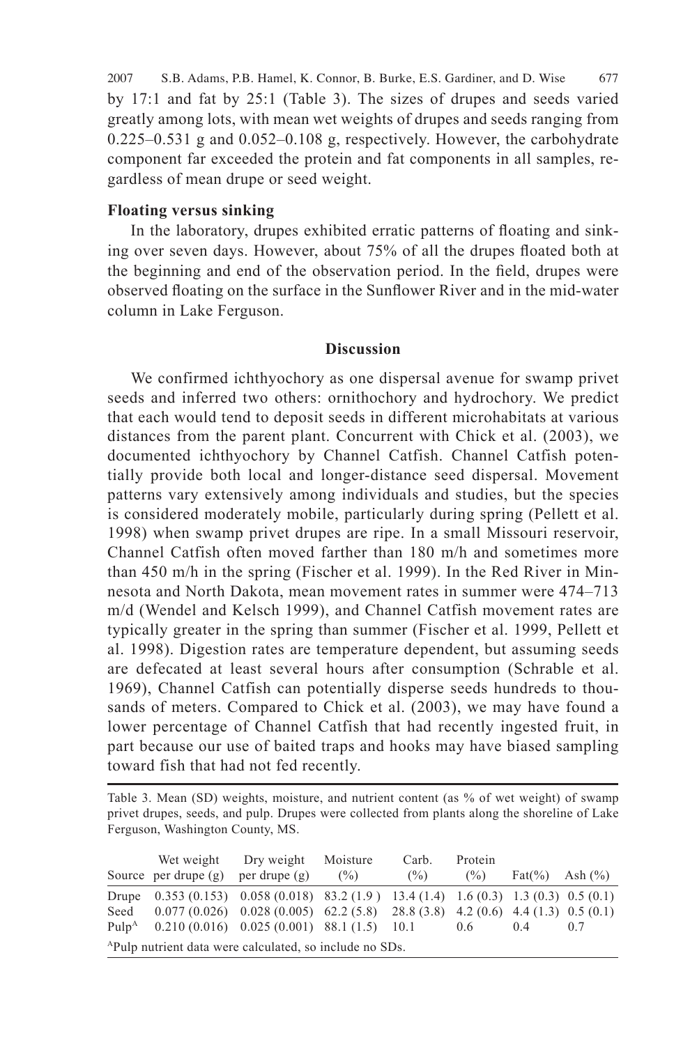by 17:1 and fat by 25:1 (Table 3). The sizes of drupes and seeds varied greatly among lots, with mean wet weights of drupes and seeds ranging from 0.225–0.531 g and 0.052–0.108 g, respectively. However, the carbohydrate component far exceeded the protein and fat components in all samples, regardless of mean drupe or seed weight.

### Floating versus sinking

In the laboratory, drupes exhibited erratic patterns of floating and sinking over seven days. However, about 75% of all the drupes floated both at the beginning and end of the observation period. In the field, drupes were observed floating on the surface in the Sunflower River and in the mid-water column in Lake Ferguson.

## Discussion

We confirmed ichthyochory as one dispersal avenue for swamp privet seeds and inferred two others: ornithochory and hydrochory. We predict that each would tend to deposit seeds in different microhabitats at various distances from the parent plant. Concurrent with Chick et al. (2003), we documented ichthyochory by Channel Catfish. Channel Catfish potentially provide both local and longer-distance seed dispersal. Movement patterns vary extensively among individuals and studies, but the species is considered moderately mobile, particularly during spring (Pellett et al. 1998) when swamp privet drupes are ripe. In a small Missouri reservoir, Channel Catfish often moved farther than 180 m/h and sometimes more than 450 m/h in the spring (Fischer et al. 1999). In the Red River in Minnesota and North Dakota, mean movement rates in summer were 474–713 m/d (Wendel and Kelsch 1999), and Channel Catfish movement rates are typically greater in the spring than summer (Fischer et al. 1999, Pellett et al. 1998). Digestion rates are temperature dependent, but assuming seeds are defecated at least several hours after consumption (Schrable et al. 1969), Channel Catfish can potentially disperse seeds hundreds to thousands of meters. Compared to Chick et al. (2003), we may have found a lower percentage of Channel Catfish that had recently ingested fruit, in part because our use of baited traps and hooks may have biased sampling toward fish that had not fed recently.

Table 3. Mean (SD) weights, moisture, and nutrient content (as % of wet weight) of swamp privet drupes, seeds, and pulp. Drupes were collected from plants along the shoreline of Lake Ferguson, Washington County, MS.

| Source | Wet weight per drupe (g) | Dry weight per drupe (g) | Moisture (%) | Carb. (%) | Protein (%) | Fat(%) | Ash (%) |
|---|---|---|---|---|---|---|---|
| Drupe | 0.353 (0.153) | 0.058 (0.018) | 83.2 (1.9 ) | 13.4 (1.4) | 1.6 (0.3) | 1.3 (0.3) | 0.5 (0.1) |
| Seed | 0.077 (0.026) | 0.028 (0.005) | 62.2 (5.8) | 28.8 (3.8) | 4.2 (0.6) | 4.4 (1.3) | 0.5 (0.1) |
| Pulp[A] | 0.210 (0.016) | 0.025 (0.001) | 88.1 (1.5) | 10.1 | 0.6 | 0.4 | 0.7 |

[A]Pulp nutrient data were calculated, so include no SDs.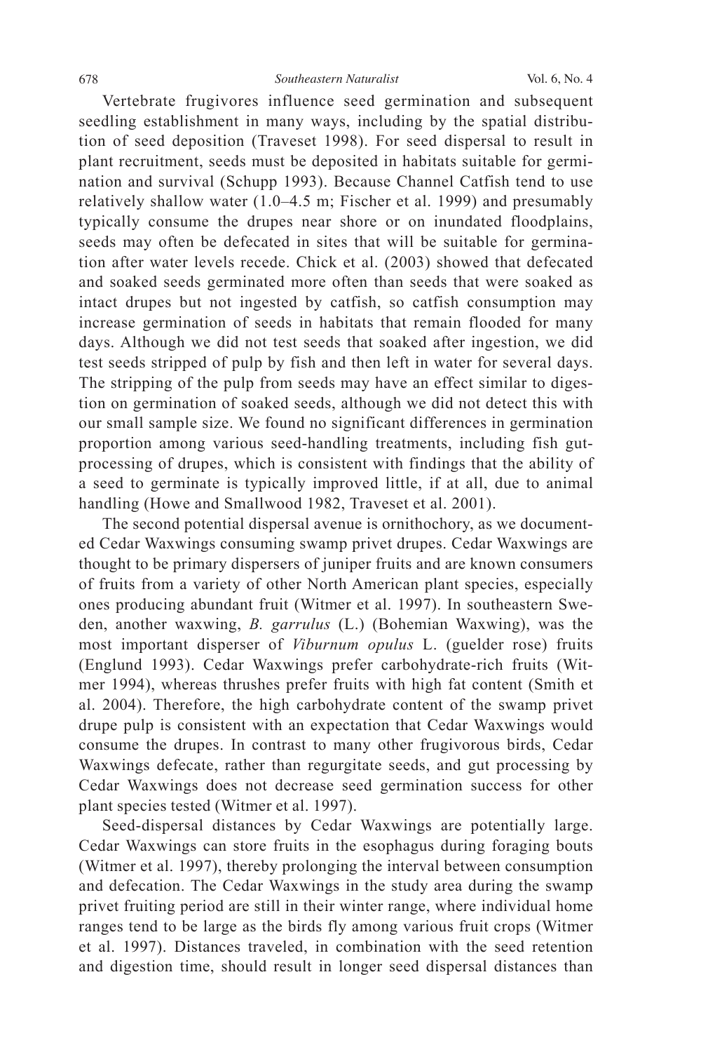Vertebrate frugivores influence seed germination and subsequent seedling establishment in many ways, including by the spatial distribution of seed deposition (Traveset 1998). For seed dispersal to result in plant recruitment, seeds must be deposited in habitats suitable for germination and survival (Schupp 1993). Because Channel Catfish tend to use relatively shallow water (1.0–4.5 m; Fischer et al. 1999) and presumably typically consume the drupes near shore or on inundated floodplains, seeds may often be defecated in sites that will be suitable for germination after water levels recede. Chick et al. (2003) showed that defecated and soaked seeds germinated more often than seeds that were soaked as intact drupes but not ingested by catfish, so catfish consumption may increase germination of seeds in habitats that remain flooded for many days. Although we did not test seeds that soaked after ingestion, we did test seeds stripped of pulp by fish and then left in water for several days. The stripping of the pulp from seeds may have an effect similar to digestion on germination of soaked seeds, although we did not detect this with our small sample size. We found no significant differences in germination proportion among various seed-handling treatments, including fish gut-processing of drupes, which is consistent with findings that the ability of a seed to germinate is typically improved little, if at all, due to animal handling (Howe and Smallwood 1982, Traveset et al. 2001).

The second potential dispersal avenue is ornithochory, as we documented Cedar Waxwings consuming swamp privet drupes. Cedar Waxwings are thought to be primary dispersers of juniper fruits and are known consumers of fruits from a variety of other North American plant species, especially ones producing abundant fruit (Witmer et al. 1997). In southeastern Sweden, another waxwing, *B. garrulus* (L.) (Bohemian Waxwing), was the most important disperser of *Viburnum opulus* L. (guelder rose) fruits (Englund 1993). Cedar Waxwings prefer carbohydrate-rich fruits (Witmer 1994), whereas thrushes prefer fruits with high fat content (Smith et al. 2004). Therefore, the high carbohydrate content of the swamp privet drupe pulp is consistent with an expectation that Cedar Waxwings would consume the drupes. In contrast to many other frugivorous birds, Cedar Waxwings defecate, rather than regurgitate seeds, and gut processing by Cedar Waxwings does not decrease seed germination success for other plant species tested (Witmer et al. 1997).

Seed-dispersal distances by Cedar Waxwings are potentially large. Cedar Waxwings can store fruits in the esophagus during foraging bouts (Witmer et al. 1997), thereby prolonging the interval between consumption and defecation. The Cedar Waxwings in the study area during the swamp privet fruiting period are still in their winter range, where individual home ranges tend to be large as the birds fly among various fruit crops (Witmer et al. 1997). Distances traveled, in combination with the seed retention and digestion time, should result in longer seed dispersal distances than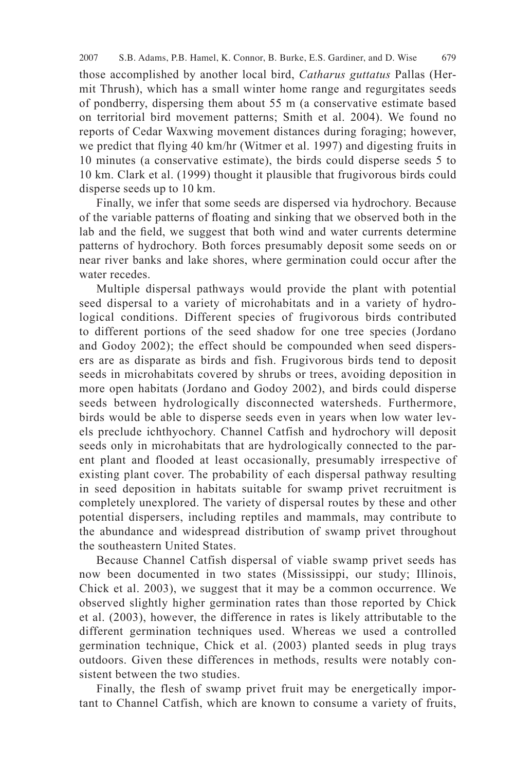those accomplished by another local bird, *Catharus guttatus* Pallas (Hermit Thrush), which has a small winter home range and regurgitates seeds of pondberry, dispersing them about 55 m (a conservative estimate based on territorial bird movement patterns; Smith et al. 2004). We found no reports of Cedar Waxwing movement distances during foraging; however, we predict that flying 40 km/hr (Witmer et al. 1997) and digesting fruits in 10 minutes (a conservative estimate), the birds could disperse seeds 5 to 10 km. Clark et al. (1999) thought it plausible that frugivorous birds could disperse seeds up to 10 km.

Finally, we infer that some seeds are dispersed via hydrochory. Because of the variable patterns of floating and sinking that we observed both in the lab and the field, we suggest that both wind and water currents determine patterns of hydrochory. Both forces presumably deposit some seeds on or near river banks and lake shores, where germination could occur after the water recedes.

Multiple dispersal pathways would provide the plant with potential seed dispersal to a variety of microhabitats and in a variety of hydrological conditions. Different species of frugivorous birds contributed to different portions of the seed shadow for one tree species (Jordano and Godoy 2002); the effect should be compounded when seed dispersers are as disparate as birds and fish. Frugivorous birds tend to deposit seeds in microhabitats covered by shrubs or trees, avoiding deposition in more open habitats (Jordano and Godoy 2002), and birds could disperse seeds between hydrologically disconnected watersheds. Furthermore, birds would be able to disperse seeds even in years when low water levels preclude ichthyochory. Channel Catfish and hydrochory will deposit seeds only in microhabitats that are hydrologically connected to the parent plant and flooded at least occasionally, presumably irrespective of existing plant cover. The probability of each dispersal pathway resulting in seed deposition in habitats suitable for swamp privet recruitment is completely unexplored. The variety of dispersal routes by these and other potential dispersers, including reptiles and mammals, may contribute to the abundance and widespread distribution of swamp privet throughout the southeastern United States.

Because Channel Catfish dispersal of viable swamp privet seeds has now been documented in two states (Mississippi, our study; Illinois, Chick et al. 2003), we suggest that it may be a common occurrence. We observed slightly higher germination rates than those reported by Chick et al. (2003), however, the difference in rates is likely attributable to the different germination techniques used. Whereas we used a controlled germination technique, Chick et al. (2003) planted seeds in plug trays outdoors. Given these differences in methods, results were notably consistent between the two studies.

Finally, the flesh of swamp privet fruit may be energetically important to Channel Catfish, which are known to consume a variety of fruits,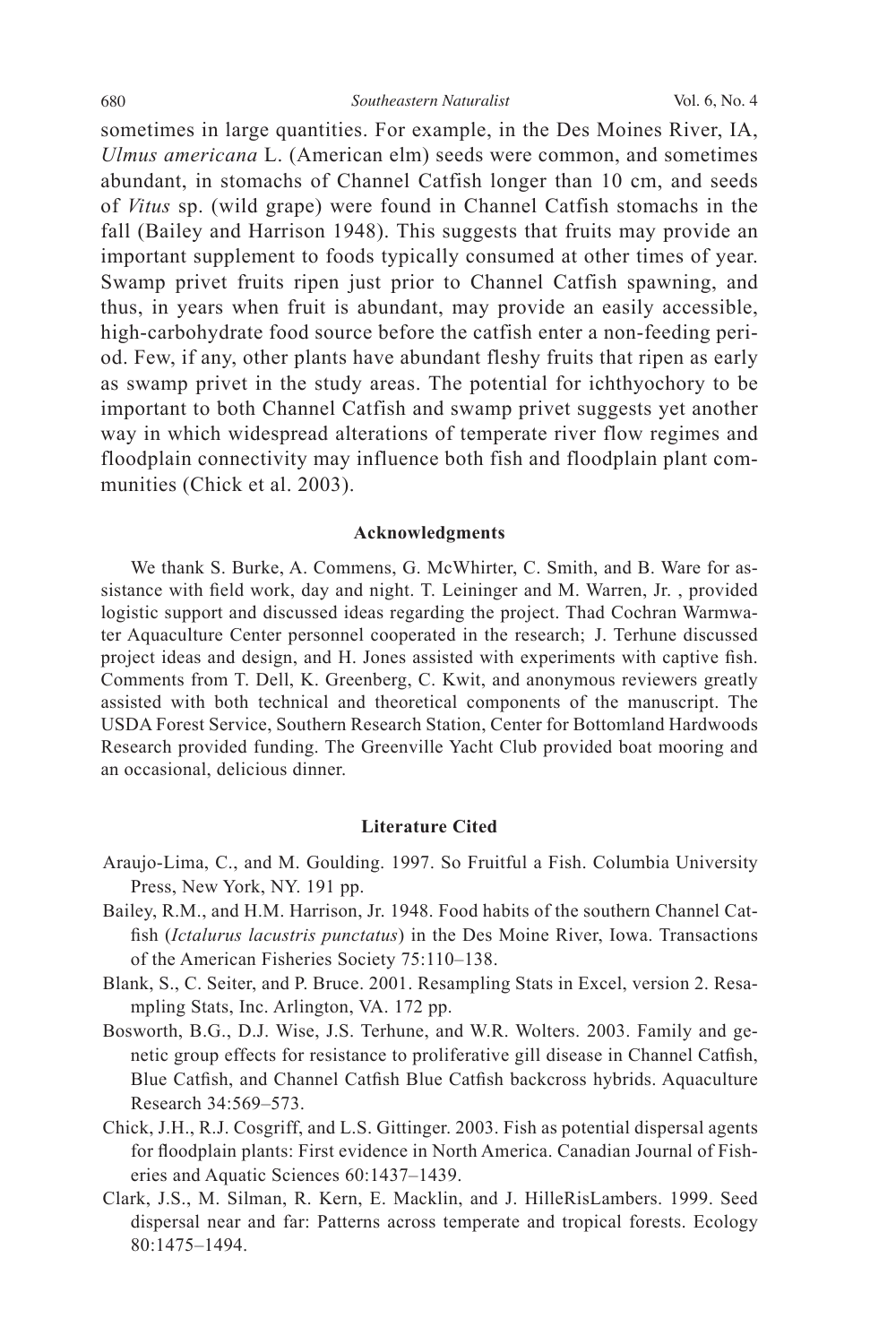sometimes in large quantities. For example, in the Des Moines River, IA, *Ulmus americana* L. (American elm) seeds were common, and sometimes abundant, in stomachs of Channel Catfish longer than 10 cm, and seeds of *Vitus* sp. (wild grape) were found in Channel Catfish stomachs in the fall (Bailey and Harrison 1948). This suggests that fruits may provide an important supplement to foods typically consumed at other times of year. Swamp privet fruits ripen just prior to Channel Catfish spawning, and thus, in years when fruit is abundant, may provide an easily accessible, high-carbohydrate food source before the catfish enter a non-feeding period. Few, if any, other plants have abundant fleshy fruits that ripen as early as swamp privet in the study areas. The potential for ichthyochory to be important to both Channel Catfish and swamp privet suggests yet another way in which widespread alterations of temperate river flow regimes and floodplain connectivity may influence both fish and floodplain plant communities (Chick et al. 2003).

## Acknowledgments

We thank S. Burke, A. Commens, G. McWhirter, C. Smith, and B. Ware for assistance with field work, day and night. T. Leininger and M. Warren, Jr. , provided logistic support and discussed ideas regarding the project. Thad Cochran Warmwater Aquaculture Center personnel cooperated in the research; J. Terhune discussed project ideas and design, and H. Jones assisted with experiments with captive fish. Comments from T. Dell, K. Greenberg, C. Kwit, and anonymous reviewers greatly assisted with both technical and theoretical components of the manuscript. The USDA Forest Service, Southern Research Station, Center for Bottomland Hardwoods Research provided funding. The Greenville Yacht Club provided boat mooring and an occasional, delicious dinner.

## Literature Cited

Araujo-Lima, C., and M. Goulding. 1997. So Fruitful a Fish. Columbia University Press, New York, NY. 191 pp.

Bailey, R.M., and H.M. Harrison, Jr. 1948. Food habits of the southern Channel Catfish (*Ictalurus lacustris punctatus*) in the Des Moine River, Iowa. Transactions of the American Fisheries Society 75:110–138.

Blank, S., C. Seiter, and P. Bruce. 2001. Resampling Stats in Excel, version 2. Resampling Stats, Inc. Arlington, VA. 172 pp.

Bosworth, B.G., D.J. Wise, J.S. Terhune, and W.R. Wolters. 2003. Family and genetic group effects for resistance to proliferative gill disease in Channel Catfish, Blue Catfish, and Channel Catfish Blue Catfish backcross hybrids. Aquaculture Research 34:569–573.

Chick, J.H., R.J. Cosgriff, and L.S. Gittinger. 2003. Fish as potential dispersal agents for floodplain plants: First evidence in North America. Canadian Journal of Fisheries and Aquatic Sciences 60:1437–1439.

Clark, J.S., M. Silman, R. Kern, E. Macklin, and J. HilleRisLambers. 1999. Seed dispersal near and far: Patterns across temperate and tropical forests. Ecology 80:1475–1494.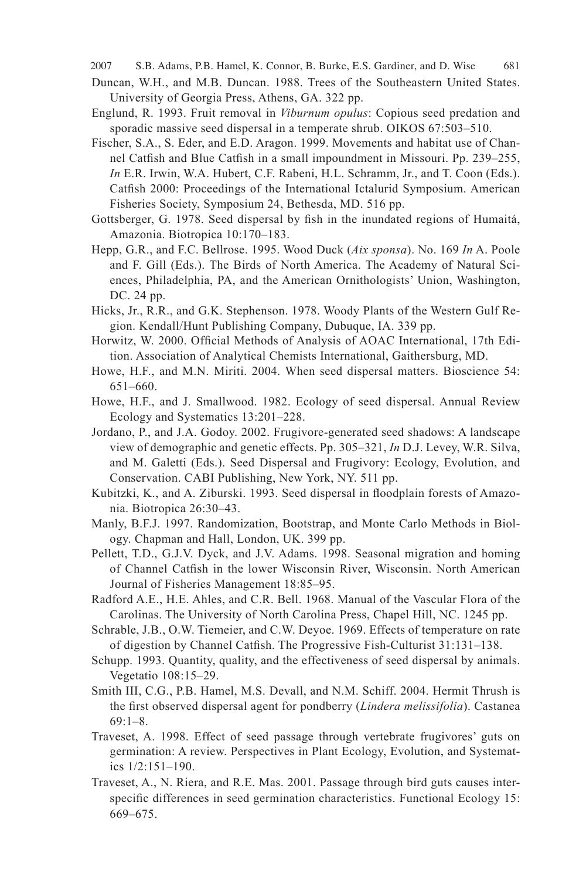Duncan, W.H., and M.B. Duncan. 1988. Trees of the Southeastern United States. University of Georgia Press, Athens, GA. 322 pp.

Englund, R. 1993. Fruit removal in *Viburnum opulus*: Copious seed predation and sporadic massive seed dispersal in a temperate shrub. OIKOS 67:503–510.

Fischer, S.A., S. Eder, and E.D. Aragon. 1999. Movements and habitat use of Channel Catfish and Blue Catfish in a small impoundment in Missouri. Pp. 239–255, *In* E.R. Irwin, W.A. Hubert, C.F. Rabeni, H.L. Schramm, Jr., and T. Coon (Eds.). Catfish 2000: Proceedings of the International Ictalurid Symposium. American Fisheries Society, Symposium 24, Bethesda, MD. 516 pp.

Gottsberger, G. 1978. Seed dispersal by fish in the inundated regions of Humaitá, Amazonia. Biotropica 10:170–183.

Hepp, G.R., and F.C. Bellrose. 1995. Wood Duck (*Aix sponsa*). No. 169 *In* A. Poole and F. Gill (Eds.). The Birds of North America. The Academy of Natural Sciences, Philadelphia, PA, and the American Ornithologists' Union, Washington, DC. 24 pp.

Hicks, Jr., R.R., and G.K. Stephenson. 1978. Woody Plants of the Western Gulf Region. Kendall/Hunt Publishing Company, Dubuque, IA. 339 pp.

Horwitz, W. 2000. Official Methods of Analysis of AOAC International, 17th Edition. Association of Analytical Chemists International, Gaithersburg, MD.

Howe, H.F., and M.N. Miriti. 2004. When seed dispersal matters. Bioscience 54: 651–660.

Howe, H.F., and J. Smallwood. 1982. Ecology of seed dispersal. Annual Review Ecology and Systematics 13:201–228.

Jordano, P., and J.A. Godoy. 2002. Frugivore-generated seed shadows: A landscape view of demographic and genetic effects. Pp. 305–321, *In* D.J. Levey, W.R. Silva, and M. Galetti (Eds.). Seed Dispersal and Frugivory: Ecology, Evolution, and Conservation. CABI Publishing, New York, NY. 511 pp.

Kubitzki, K., and A. Ziburski. 1993. Seed dispersal in floodplain forests of Amazonia. Biotropica 26:30–43.

Manly, B.F.J. 1997. Randomization, Bootstrap, and Monte Carlo Methods in Biology. Chapman and Hall, London, UK. 399 pp.

Pellett, T.D., G.J.V. Dyck, and J.V. Adams. 1998. Seasonal migration and homing of Channel Catfish in the lower Wisconsin River, Wisconsin. North American Journal of Fisheries Management 18:85–95.

Radford A.E., H.E. Ahles, and C.R. Bell. 1968. Manual of the Vascular Flora of the Carolinas. The University of North Carolina Press, Chapel Hill, NC. 1245 pp.

Schrable, J.B., O.W. Tiemeier, and C.W. Deyoe. 1969. Effects of temperature on rate of digestion by Channel Catfish. The Progressive Fish-Culturist 31:131–138.

Schupp. 1993. Quantity, quality, and the effectiveness of seed dispersal by animals. Vegetatio 108:15–29.

Smith III, C.G., P.B. Hamel, M.S. Devall, and N.M. Schiff. 2004. Hermit Thrush is the first observed dispersal agent for pondberry (*Lindera melissifolia*). Castanea 69:1–8.

Traveset, A. 1998. Effect of seed passage through vertebrate frugivores' guts on germination: A review. Perspectives in Plant Ecology, Evolution, and Systematics 1/2:151–190.

Traveset, A., N. Riera, and R.E. Mas. 2001. Passage through bird guts causes interspecific differences in seed germination characteristics. Functional Ecology 15: 669–675.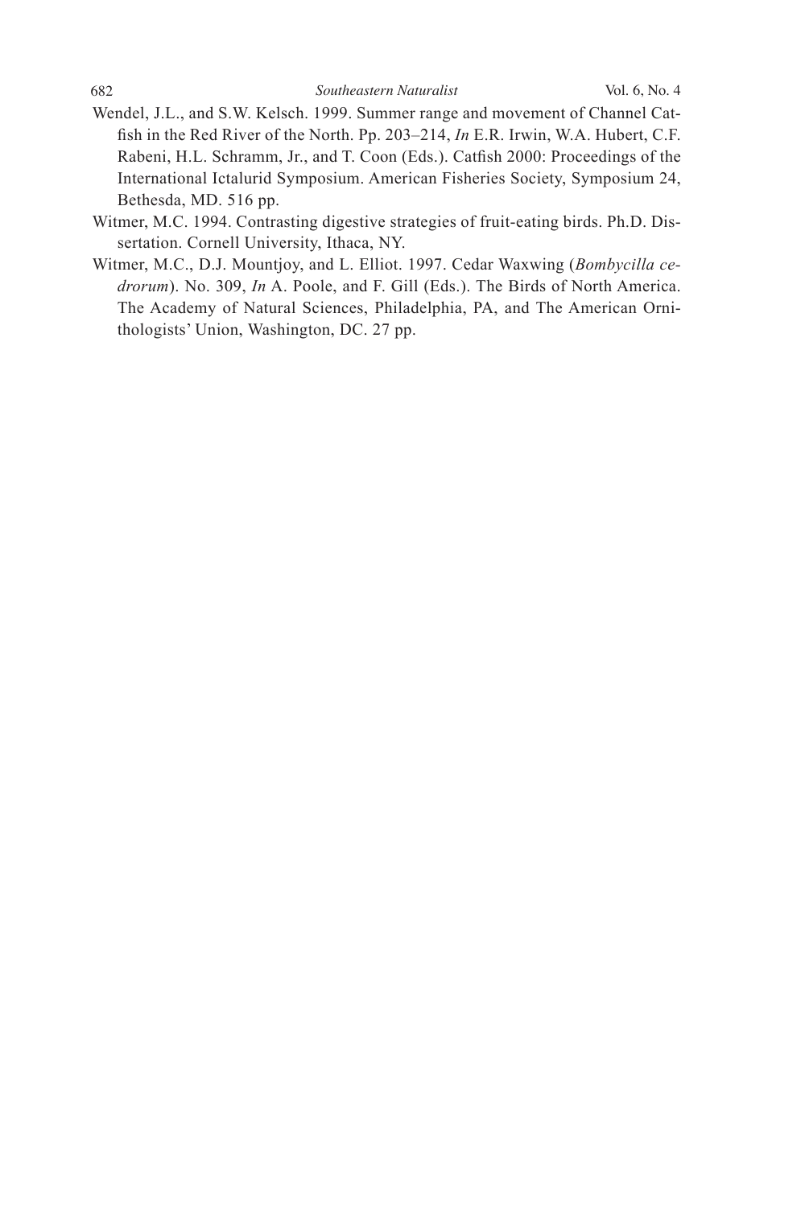Wendel, J.L., and S.W. Kelsch. 1999. Summer range and movement of Channel Catfish in the Red River of the North. Pp. 203–214, *In* E.R. Irwin, W.A. Hubert, C.F. Rabeni, H.L. Schramm, Jr., and T. Coon (Eds.). Catfish 2000: Proceedings of the International Ictalurid Symposium. American Fisheries Society, Symposium 24, Bethesda, MD. 516 pp.

Witmer, M.C. 1994. Contrasting digestive strategies of fruit-eating birds. Ph.D. Dissertation. Cornell University, Ithaca, NY.

Witmer, M.C., D.J. Mountjoy, and L. Elliot. 1997. Cedar Waxwing (*Bombycilla cedrorum*). No. 309, *In* A. Poole, and F. Gill (Eds.). The Birds of North America. The Academy of Natural Sciences, Philadelphia, PA, and The American Ornithologists' Union, Washington, DC. 27 pp.